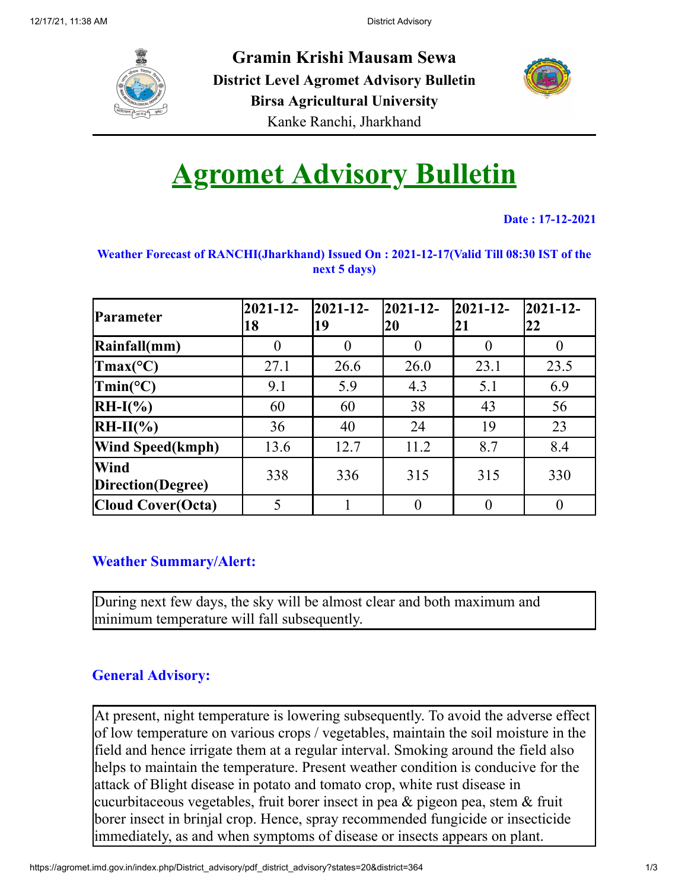# Gramin Krishi Mausam Sewa

**District Level Agromet Advisory Bulletin**

**Birsa Agricultural University**

Kanke Ranchi, Jharkhand

# Agromet Advisory Bulletin

**Date : 17-12-2021**

**Weather Forecast of RANCHI(Jharkhand) Issued On : 2021-12-17(Valid Till 08:30 IST of the next 5 days)**

| Parameter | 2021-12-18 | 2021-12-19 | 2021-12-20 | 2021-12-21 | 2021-12-22 |
|---|---|---|---|---|---|
| Rainfall(mm) | 0 | 0 | 0 | 0 | 0 |
| Tmax(°C) | 27.1 | 26.6 | 26.0 | 23.1 | 23.5 |
| Tmin(°C) | 9.1 | 5.9 | 4.3 | 5.1 | 6.9 |
| RH-I(%) | 60 | 60 | 38 | 43 | 56 |
| RH-II(%) | 36 | 40 | 24 | 19 | 23 |
| Wind Speed(kmph) | 13.6 | 12.7 | 11.2 | 8.7 | 8.4 |
| Wind Direction(Degree) | 338 | 336 | 315 | 315 | 330 |
| Cloud Cover(Octa) | 5 | 1 | 0 | 0 | 0 |

## Weather Summary/Alert:

During next few days, the sky will be almost clear and both maximum and minimum temperature will fall subsequently.

## General Advisory:

At present, night temperature is lowering subsequently. To avoid the adverse effect of low temperature on various crops / vegetables, maintain the soil moisture in the field and hence irrigate them at a regular interval. Smoking around the field also helps to maintain the temperature. Present weather condition is conducive for the attack of Blight disease in potato and tomato crop, white rust disease in cucurbitaceous vegetables, fruit borer insect in pea & pigeon pea, stem & fruit borer insect in brinjal crop. Hence, spray recommended fungicide or insecticide immediately, as and when symptoms of disease or insects appears on plant.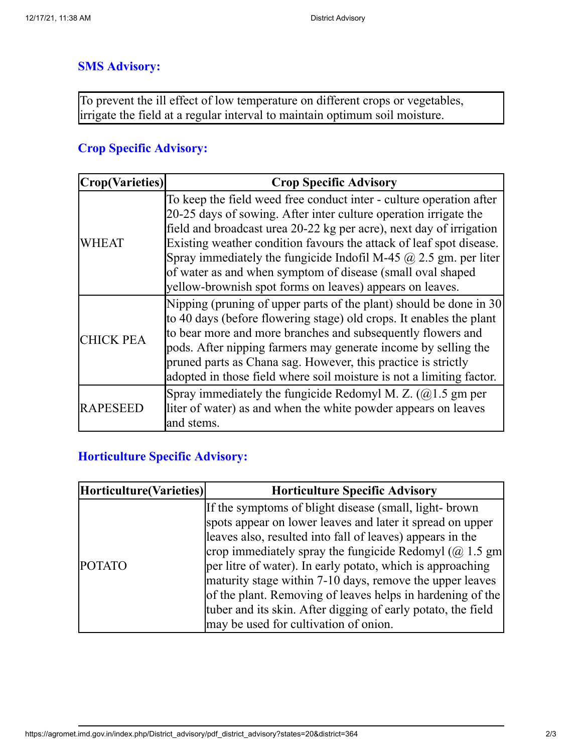### SMS Advisory:

| To prevent the ill effect of low temperature on different crops or vegetables, irrigate the field at a regular interval to maintain optimum soil moisture. |
| --- |

### Crop Specific Advisory:

| Crop(Varieties) | Crop Specific Advisory |
| --- | --- |
| WHEAT | To keep the field weed free conduct inter - culture operation after 20-25 days of sowing. After inter culture operation irrigate the field and broadcast urea 20-22 kg per acre), next day of irrigation Existing weather condition favours the attack of leaf spot disease. Spray immediately the fungicide Indofil M-45 @ 2.5 gm. per liter of water as and when symptom of disease (small oval shaped yellow-brownish spot forms on leaves) appears on leaves. |
| CHICK PEA | Nipping (pruning of upper parts of the plant) should be done in 30 to 40 days (before flowering stage) old crops. It enables the plant to bear more and more branches and subsequently flowers and pods. After nipping farmers may generate income by selling the pruned parts as Chana sag. However, this practice is strictly adopted in those field where soil moisture is not a limiting factor. |
| RAPESEED | Spray immediately the fungicide Redomyl M. Z. (@1.5 gm per liter of water) as and when the white powder appears on leaves and stems. |

### Horticulture Specific Advisory:

| Horticulture(Varieties) | Horticulture Specific Advisory |
| --- | --- |
| POTATO | If the symptoms of blight disease (small, light- brown spots appear on lower leaves and later it spread on upper leaves also, resulted into fall of leaves) appears in the crop immediately spray the fungicide Redomyl (@ 1.5 gm per litre of water). In early potato, which is approaching maturity stage within 7-10 days, remove the upper leaves of the plant. Removing of leaves helps in hardening of the tuber and its skin. After digging of early potato, the field may be used for cultivation of onion. |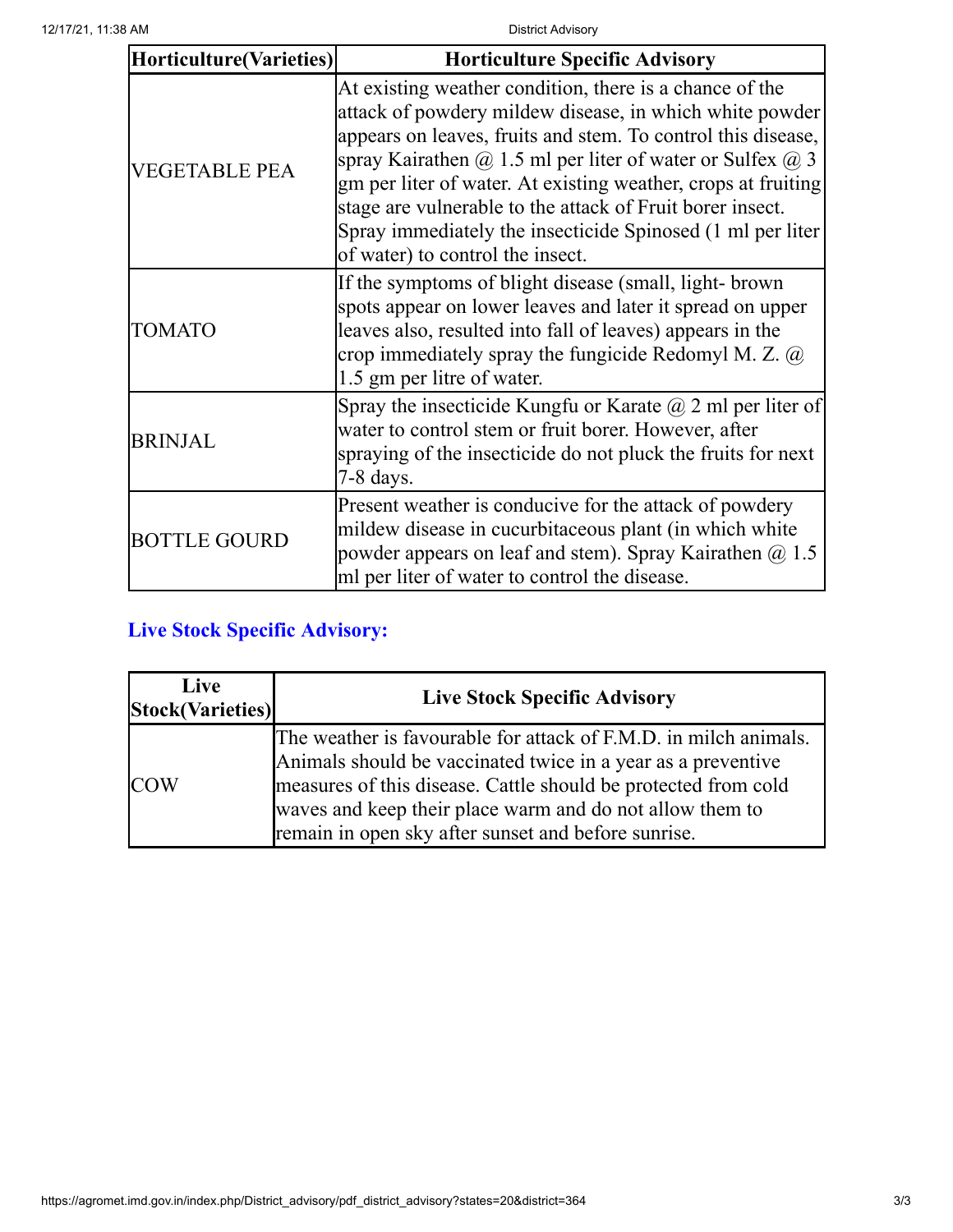| Horticulture(Varieties) | Horticulture Specific Advisory |
|---|---|
| VEGETABLE PEA | At existing weather condition, there is a chance of the attack of powdery mildew disease, in which white powder appears on leaves, fruits and stem. To control this disease, spray Kairathen @ 1.5 ml per liter of water or Sulfex @ 3 gm per liter of water. At existing weather, crops at fruiting stage are vulnerable to the attack of Fruit borer insect. Spray immediately the insecticide Spinosed (1 ml per liter of water) to control the insect. |
| TOMATO | If the symptoms of blight disease (small, light- brown spots appear on lower leaves and later it spread on upper leaves also, resulted into fall of leaves) appears in the crop immediately spray the fungicide Redomyl M. Z. @ 1.5 gm per litre of water. |
| BRINJAL | Spray the insecticide Kungfu or Karate @ 2 ml per liter of water to control stem or fruit borer. However, after spraying of the insecticide do not pluck the fruits for next 7-8 days. |
| BOTTLE GOURD | Present weather is conducive for the attack of powdery mildew disease in cucurbitaceous plant (in which white powder appears on leaf and stem). Spray Kairathen @ 1.5 ml per liter of water to control the disease. |

## Live Stock Specific Advisory:

| Live Stock(Varieties) | Live Stock Specific Advisory |
|---|---|
| COW | The weather is favourable for attack of F.M.D. in milch animals. Animals should be vaccinated twice in a year as a preventive measures of this disease. Cattle should be protected from cold waves and keep their place warm and do not allow them to remain in open sky after sunset and before sunrise. |